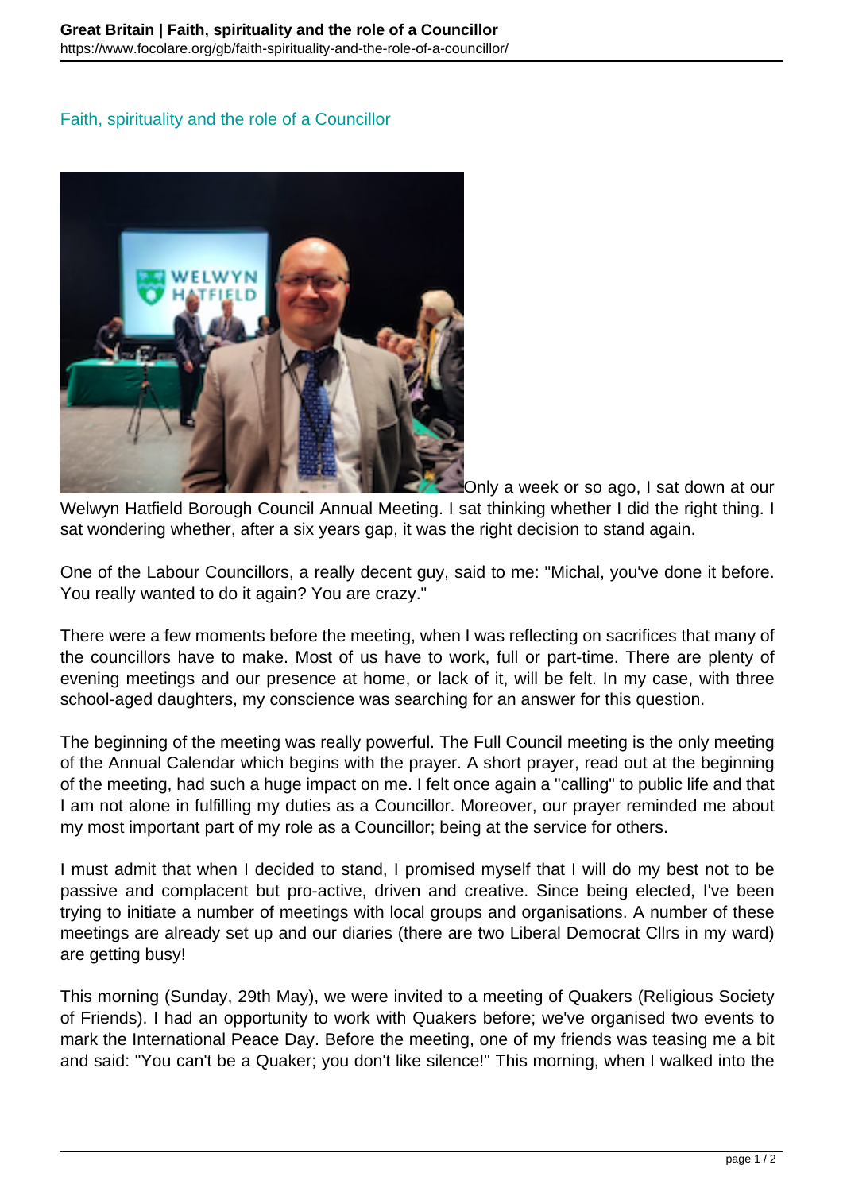# Faith, spirituality and the role of a Councillor

Only a week or so ago, I sat down at our Welwyn Hatfield Borough Council Annual Meeting. I sat thinking whether I did the right thing. I sat wondering whether, after a six years gap, it was the right decision to stand again.

One of the Labour Councillors, a really decent guy, said to me: "Michal, you've done it before. You really wanted to do it again? You are crazy."

There were a few moments before the meeting, when I was reflecting on sacrifices that many of the councillors have to make. Most of us have to work, full or part-time. There are plenty of evening meetings and our presence at home, or lack of it, will be felt. In my case, with three school-aged daughters, my conscience was searching for an answer for this question.

The beginning of the meeting was really powerful. The Full Council meeting is the only meeting of the Annual Calendar which begins with the prayer. A short prayer, read out at the beginning of the meeting, had such a huge impact on me. I felt once again a "calling" to public life and that I am not alone in fulfilling my duties as a Councillor. Moreover, our prayer reminded me about my most important part of my role as a Councillor; being at the service for others.

I must admit that when I decided to stand, I promised myself that I will do my best not to be passive and complacent but pro-active, driven and creative. Since being elected, I've been trying to initiate a number of meetings with local groups and organisations. A number of these meetings are already set up and our diaries (there are two Liberal Democrat Cllrs in my ward) are getting busy!

This morning (Sunday, 29th May), we were invited to a meeting of Quakers (Religious Society of Friends). I had an opportunity to work with Quakers before; we've organised two events to mark the International Peace Day. Before the meeting, one of my friends was teasing me a bit and said: "You can't be a Quaker; you don't like silence!" This morning, when I walked into the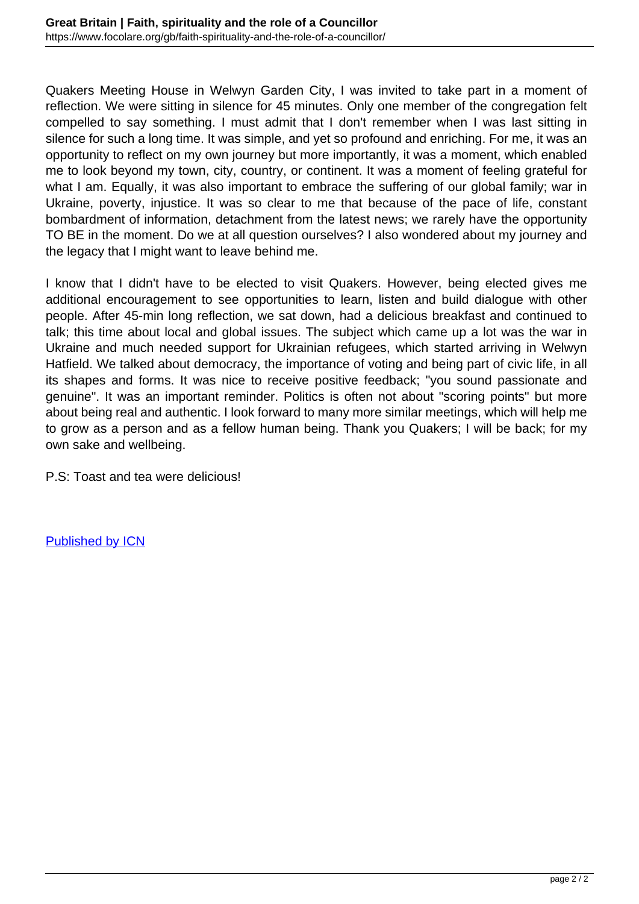Quakers Meeting House in Welwyn Garden City, I was invited to take part in a moment of reflection. We were sitting in silence for 45 minutes. Only one member of the congregation felt compelled to say something. I must admit that I don't remember when I was last sitting in silence for such a long time. It was simple, and yet so profound and enriching. For me, it was an opportunity to reflect on my own journey but more importantly, it was a moment, which enabled me to look beyond my town, city, country, or continent. It was a moment of feeling grateful for what I am. Equally, it was also important to embrace the suffering of our global family; war in Ukraine, poverty, injustice. It was so clear to me that because of the pace of life, constant bombardment of information, detachment from the latest news; we rarely have the opportunity TO BE in the moment. Do we at all question ourselves? I also wondered about my journey and the legacy that I might want to leave behind me.

I know that I didn't have to be elected to visit Quakers. However, being elected gives me additional encouragement to see opportunities to learn, listen and build dialogue with other people. After 45-min long reflection, we sat down, had a delicious breakfast and continued to talk; this time about local and global issues. The subject which came up a lot was the war in Ukraine and much needed support for Ukrainian refugees, which started arriving in Welwyn Hatfield. We talked about democracy, the importance of voting and being part of civic life, in all its shapes and forms. It was nice to receive positive feedback; "you sound passionate and genuine". It was an important reminder. Politics is often not about "scoring points" but more about being real and authentic. I look forward to many more similar meetings, which will help me to grow as a person and as a fellow human being. Thank you Quakers; I will be back; for my own sake and wellbeing.

P.S: Toast and tea were delicious!

Published by ICN